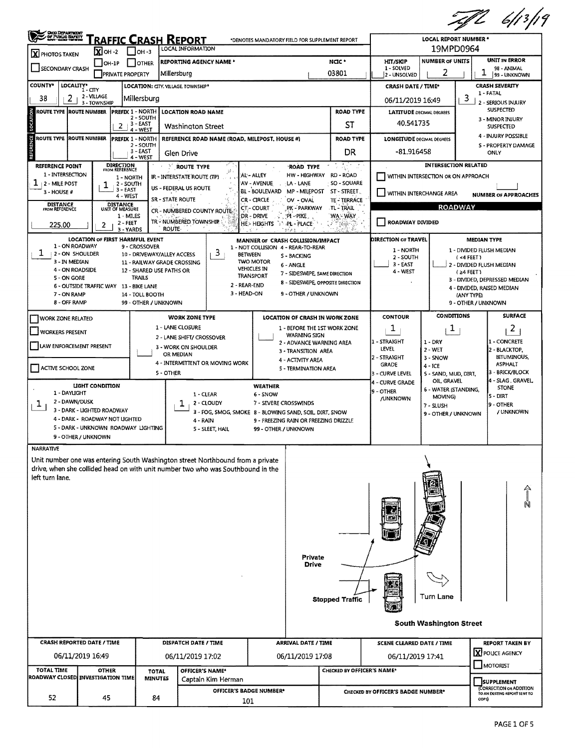*JL 6/13/19*

# TRAFFIC CRASH REPORT

*DENOTES MANDATORY FIELD FOR SUPPLEMENT REPORT

| LOCAL INFORMATION | | |
|---|---|---|
| [X] PHOTOS TAKEN | [X] OH-2 | [ ] OH-3 |
| [ ] SECONDARY CRASH | [ ] OH-1P | [ ] OTHER |
| | [ ] PRIVATE PROPERTY | |

| REPORTING AGENCY NAME * | NCIC * | HIT/SKIP | NUMBER OF UNITS | UNIT IN ERROR |
|---|---|---|---|---|
| Millersburg | 03801 | 1 - SOLVED / 2 - UNSOLVED | 2 | 1 (98 - ANIMAL, 99 - UNKNOWN) |

LOCAL REPORT NUMBER *: 19MPD0964

| COUNTY* | LOCALITY* | LOCATION: CITY, VILLAGE, TOWNSHIP* | CRASH DATE / TIME* | CRASH SEVERITY |
|---|---|---|---|---|
| 38 | 2 (1 - CITY, 2 - VILLAGE, 3 - TOWNSHIP) | Millersburg | 06/11/2019 16:49 | 3 |

CRASH SEVERITY: 1 - FATAL; 2 - SERIOUS INJURY SUSPECTED; 3 - MINOR INJURY SUSPECTED; 4 - INJURY POSSIBLE; 5 - PROPERTY DAMAGE ONLY

## LOCATION

| ROUTE TYPE | ROUTE NUMBER | PREFIX | LOCATION ROAD NAME | ROAD TYPE | LATITUDE DECIMAL DEGREES |
|---|---|---|---|---|---|
| | | 2 | Washington Street | ST | 40.541735 |

## REFERENCE

| ROUTE TYPE | ROUTE NUMBER | PREFIX | REFERENCE ROAD NAME (ROAD, MILEPOST, HOUSE #) | ROAD TYPE | LONGITUDE DECIMAL DEGREES |
|---|---|---|---|---|---|
| | | | Glen Drive | DR | -81.916458 |

PREFIX: 1 - NORTH; 2 - SOUTH; 3 - EAST; 4 - WEST

| REFERENCE POINT | DIRECTION FROM REFERENCE | DISTANCE FROM REFERENCE | DISTANCE UNIT OF MEASURE |
|---|---|---|---|
| 1 (1 - INTERSECTION, 2 - MILE POST, 3 - HOUSE #) | 1 (1 - NORTH, 2 - SOUTH, 3 - EAST, 4 - WEST) | 225.00 | 2 (1 - MILES, 2 - FEET, 3 - YARDS) |

ROUTE TYPE: IR - INTERSTATE ROUTE (TP); US - FEDERAL US ROUTE; SR - STATE ROUTE; CR - NUMBERED COUNTY ROUTE; TR - NUMBERED TOWNSHIP ROUTE

ROAD TYPE: AL - ALLEY; AV - AVENUE; BL - BOULEVARD; CR - CIRCLE; CT - COURT; DR - DRIVE; HE - HEIGHTS; HW - HIGHWAY; LA - LANE; MP - MILEPOST; OV - OVAL; PK - PARKWAY; PI - PIKE; PL - PLACE; RD - ROAD; SQ - SQUARE; ST - STREET; TE - TERRACE; TL - TRAIL; WA - WAY

INTERSECTION RELATED: [ ] WITHIN INTERSECTION OR ON APPROACH; [ ] WITHIN INTERCHANGE AREA; NUMBER OF APPROACHES: ___

ROADWAY: [ ] ROADWAY DIVIDED

| LOCATION OF FIRST HARMFUL EVENT | MANNER OF CRASH COLLISION/IMPACT | DIRECTION OF TRAVEL | MEDIAN TYPE |
|---|---|---|---|
| 1 | 3 | | |

LOCATION OF FIRST HARMFUL EVENT: 1 - ON ROADWAY; 2 - ON SHOULDER; 3 - IN MEDIAN; 4 - ON ROADSIDE; 5 - ON GORE; 6 - OUTSIDE TRAFFIC WAY; 7 - ON RAMP; 8 - OFF RAMP; 9 - CROSSOVER; 10 - DRIVEWAY/ALLEY ACCESS; 11 - RAILWAY GRADE CROSSING; 12 - SHARED USE PATHS OR TRAILS; 13 - BIKE LANE; 14 - TOLL BOOTH; 99 - OTHER / UNKNOWN

MANNER OF CRASH COLLISION/IMPACT: 1 - NOT COLLISION BETWEEN TWO MOTOR VEHICLES IN TRANSPORT; 2 - REAR-END; 3 - HEAD-ON; 4 - REAR-TO-REAR; 5 - BACKING; 6 - ANGLE; 7 - SIDESWIPE, SAME DIRECTION; 8 - SIDESWIPE, OPPOSITE DIRECTION; 9 - OTHER / UNKNOWN

DIRECTION OF TRAVEL: 1 - NORTH; 2 - SOUTH; 3 - EAST; 4 - WEST

MEDIAN TYPE: 1 - DIVIDED FLUSH MEDIAN (<4 FEET); 2 - DIVIDED FLUSH MEDIAN (≥4 FEET); 3 - DIVIDED, DEPRESSED MEDIAN; 4 - DIVIDED, RAISED MEDIAN (ANY TYPE); 9 - OTHER / UNKNOWN

| WORK ZONE | WORK ZONE TYPE | LOCATION OF CRASH IN WORK ZONE |
|---|---|---|
| [ ] WORK ZONE RELATED | | |
| [ ] WORKERS PRESENT | | |
| [ ] LAW ENFORCEMENT PRESENT | | |
| [ ] ACTIVE SCHOOL ZONE | | |

WORK ZONE TYPE: 1 - LANE CLOSURE; 2 - LANE SHIFT/ CROSSOVER; 3 - WORK ON SHOULDER OR MEDIAN; 4 - INTERMITTENT OR MOVING WORK; 5 - OTHER

LOCATION OF CRASH IN WORK ZONE: 1 - BEFORE THE 1ST WORK ZONE WARNING SIGN; 2 - ADVANCE WARNING AREA; 3 - TRANSITION AREA; 4 - ACTIVITY AREA; 5 - TERMINATION AREA

| CONTOUR | CONDITIONS | SURFACE |
|---|---|---|
| 1 | 1 | 2 |

CONTOUR: 1 - STRAIGHT LEVEL; 2 - STRAIGHT GRADE; 3 - CURVE LEVEL; 4 - CURVE GRADE; 9 - OTHER /UNKNOWN

CONDITIONS: 1 - DRY; 2 - WET; 3 - SNOW; 4 - ICE; 5 - SAND, MUD, DIRT, OIL, GRAVEL; 6 - WATER (STANDING, MOVING); 7 - SLUSH; 9 - OTHER / UNKNOWN

SURFACE: 1 - CONCRETE; 2 - BLACKTOP, BITUMINOUS, ASPHALT; 3 - BRICK/BLOCK; 4 - SLAG, GRAVEL, STONE; 5 - DIRT; 9 - OTHER / UNKNOWN

| LIGHT CONDITION | WEATHER |
|---|---|
| 1 | 1 |

LIGHT CONDITION: 1 - DAYLIGHT; 2 - DAWN/DUSK; 3 - DARK - LIGHTED ROADWAY; 4 - DARK - ROADWAY NOT LIGHTED; 5 - DARK - UNKNOWN ROADWAY LIGHTING; 9 - OTHER / UNKNOWN

WEATHER: 1 - CLEAR; 2 - CLOUDY; 3 - FOG, SMOG, SMOKE; 4 - RAIN; 5 - SLEET, HAIL; 6 - SNOW; 7 - SEVERE CROSSWINDS; 8 - BLOWING SAND, SOIL, DIRT, SNOW; 9 - FREEZING RAIN OR FREEZING DRIZZLE; 99 - OTHER / UNKNOWN

## NARRATIVE

Unit number one was entering South Washington street Northbound from a private drive, when she collided head on with unit number two who was Southbound in the left turn lane.

Diagram labels: Private Drive; Stopped Traffic; Turn Lane; South Washington Street; N

| CRASH REPORTED DATE / TIME | DISPATCH DATE / TIME | ARRIVAL DATE / TIME | SCENE CLEARED DATE / TIME | REPORT TAKEN BY |
|---|---|---|---|---|
| 06/11/2019 16:49 | 06/11/2019 17:02 | 06/11/2019 17:08 | 06/11/2019 17:41 | [X] POLICE AGENCY [ ] MOTORIST |

| TOTAL TIME ROADWAY CLOSED | OTHER INVESTIGATION TIME | TOTAL MINUTES | OFFICER'S NAME* | OFFICER'S BADGE NUMBER* | CHECKED BY OFFICER'S NAME* | CHECKED BY OFFICER'S BADGE NUMBER* |
|---|---|---|---|---|---|---|
| 52 | 45 | 84 | Captain Kim Herman | 101 | | |

[ ] SUPPLEMENT (CORRECTION OR ADDITION TO AN EXISTING REPORT SENT TO ODPS)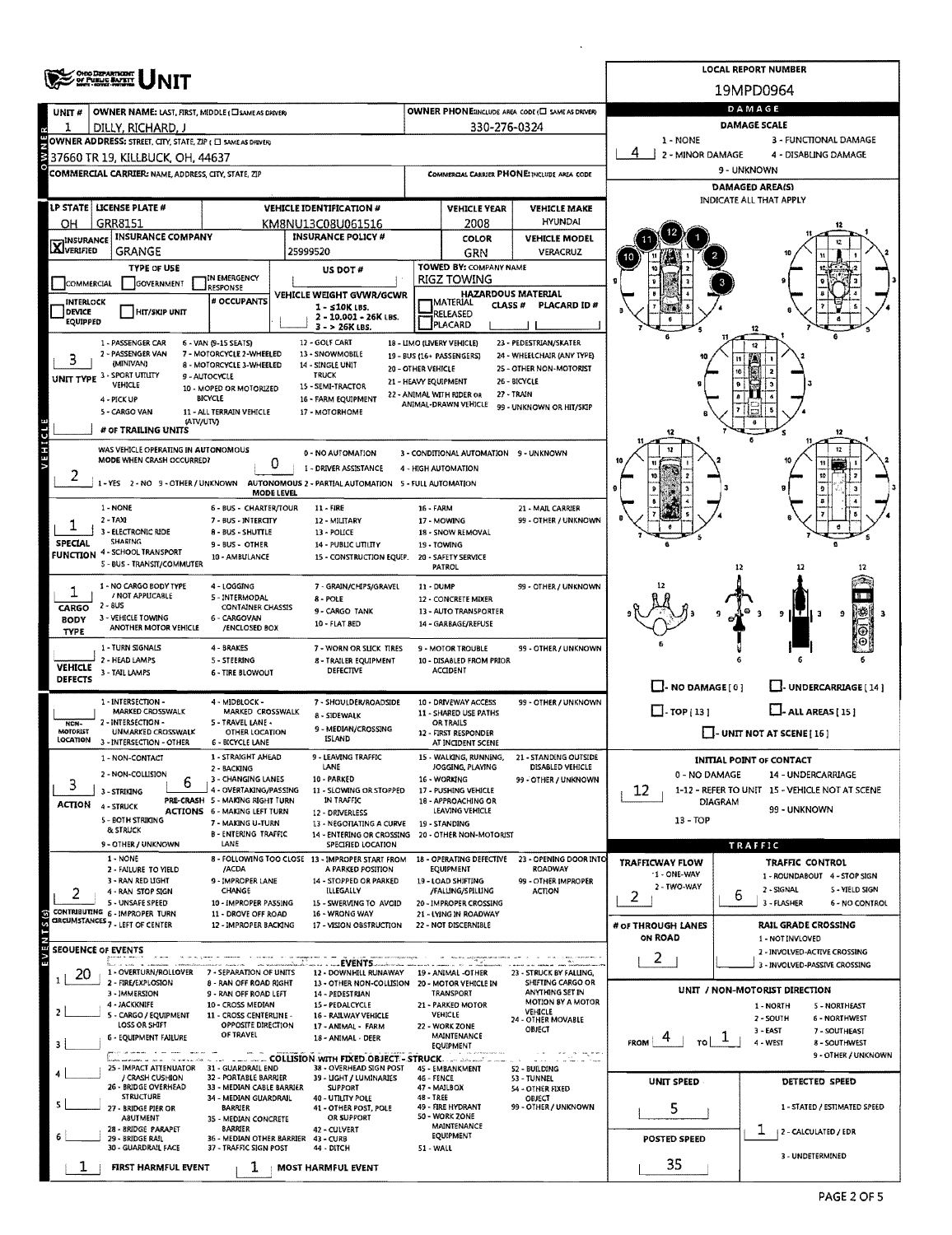# UNIT

**LOCAL REPORT NUMBER:** 19MPD0964

| Field | Value |
|---|---|
| UNIT # | 1 |
| OWNER NAME: LAST, FIRST, MIDDLE | DILLY, RICHARD, J |
| OWNER PHONE | 330-276-0324 |
| OWNER ADDRESS | 37660 TR 19, KILLBUCK, OH, 44637 |
| COMMERCIAL CARRIER: NAME, ADDRESS, CITY, STATE, ZIP | |
| COMMERCIAL CARRIER PHONE | |
| LP STATE | OH |
| LICENSE PLATE # | GRR8151 |
| VEHICLE IDENTIFICATION # | KM8NU13C08U061516 |
| VEHICLE YEAR | 2008 |
| VEHICLE MAKE | HYUNDAI |
| INSURANCE VERIFIED | X |
| INSURANCE COMPANY | GRANGE |
| INSURANCE POLICY # | 25999520 |
| COLOR | GRN |
| VEHICLE MODEL | VERACRUZ |
| TYPE OF USE | |
| US DOT # | |
| TOWED BY: COMPANY NAME | RIGZ TOWING |
| # OCCUPANTS | |
| VEHICLE WEIGHT GVWR/GCWR | 1 - ≤10K LBS. / 2 - 10.001 - 26K LBS. / 3 - > 26K LBS. |
| HAZARDOUS MATERIAL | |

## DAMAGE

**DAMAGE SCALE:** 4

1 - NONE; 2 - MINOR DAMAGE; 3 - FUNCTIONAL DAMAGE; 4 - DISABLING DAMAGE; 9 - UNKNOWN

**DAMAGED AREA(S)** — INDICATE ALL THAT APPLY: 10, 11, 12, 1, 2, 3

- NO DAMAGE [0]
- UNDERCARRIAGE [14]
- TOP [13]
- ALL AREAS [15]
- UNIT NOT AT SCENE [16]

**INITIAL POINT OF CONTACT:** 12

0 - NO DAMAGE; 1-12 - REFER TO UNIT DIAGRAM; 13 - TOP; 14 - UNDERCARRIAGE; 15 - VEHICLE NOT AT SCENE; 99 - UNKNOWN

## VEHICLE

**UNIT TYPE:** 3

1 - PASSENGER CAR; 2 - PASSENGER VAN (MINIVAN); 3 - SPORT UTILITY VEHICLE; 4 - PICK UP; 5 - CARGO VAN; 6 - VAN (9-15 SEATS); 7 - MOTORCYCLE 2-WHEELED; 8 - MOTORCYCLE 3-WHEELED; 9 - AUTOCYCLE; 10 - MOPED OR MOTORIZED BICYCLE; 11 - ALL TERRAIN VEHICLE (ATV/UTV); 12 - GOLF CART; 13 - SNOWMOBILE; 14 - SINGLE UNIT TRUCK; 15 - SEMI-TRACTOR; 16 - FARM EQUIPMENT; 17 - MOTORHOME; 18 - LIMO (LIVERY VEHICLE); 19 - BUS (16+ PASSENGERS); 20 - OTHER VEHICLE; 21 - HEAVY EQUIPMENT; 22 - ANIMAL WITH RIDER OR ANIMAL-DRAWN VEHICLE; 23 - PEDESTRIAN/SKATER; 24 - WHEELCHAIR (ANY TYPE); 25 - OTHER NON-MOTORIST; 26 - BICYCLE; 27 - TRAIN; 99 - UNKNOWN OR HIT/SKIP

**# OF TRAILING UNITS:**

**WAS VEHICLE OPERATING IN AUTONOMOUS MODE WHEN CRASH OCCURRED?** 2 (1 - YES; 2 - NO; 9 - OTHER / UNKNOWN)

**AUTONOMOUS MODE LEVEL:** 0

0 - NO AUTOMATION; 1 - DRIVER ASSISTANCE; 2 - PARTIAL AUTOMATION; 3 - CONDITIONAL AUTOMATION; 4 - HIGH AUTOMATION; 5 - FULL AUTOMATION; 9 - UNKNOWN

**SPECIAL FUNCTION:** 1

1 - NONE; 2 - TAXI; 3 - ELECTRONIC RIDE SHARING; 4 - SCHOOL TRANSPORT; 5 - BUS - TRANSIT/COMMUTER; 6 - BUS - CHARTER/TOUR; 7 - BUS - INTERCITY; 8 - BUS - SHUTTLE; 9 - BUS - OTHER; 10 - AMBULANCE; 11 - FIRE; 12 - MILITARY; 13 - POLICE; 14 - PUBLIC UTILITY; 15 - CONSTRUCTION EQUIP.; 16 - FARM; 17 - MOWING; 18 - SNOW REMOVAL; 19 - TOWING; 20 - SAFETY SERVICE PATROL; 21 - MAIL CARRIER; 99 - OTHER / UNKNOWN

**CARGO BODY TYPE:** 1

1 - NO CARGO BODY TYPE / NOT APPLICABLE; 2 - BUS; 3 - VEHICLE TOWING ANOTHER MOTOR VEHICLE; 4 - LOGGING; 5 - INTERMODAL CONTAINER CHASSIS; 6 - CARGOVAN /ENCLOSED BOX; 7 - GRAIN/CHIPS/GRAVEL; 8 - POLE; 9 - CARGO TANK; 10 - FLAT BED; 11 - DUMP; 12 - CONCRETE MIXER; 13 - AUTO TRANSPORTER; 14 - GARBAGE/REFUSE; 99 - OTHER / UNKNOWN

**VEHICLE DEFECTS:**

1 - TURN SIGNALS; 2 - HEAD LAMPS; 3 - TAIL LAMPS; 4 - BRAKES; 5 - STEERING; 6 - TIRE BLOWOUT; 7 - WORN OR SLICK TIRES; 8 - TRAILER EQUIPMENT DEFECTIVE; 9 - MOTOR TROUBLE; 10 - DISABLED FROM PRIOR ACCIDENT; 99 - OTHER / UNKNOWN

**NON-MOTORIST LOCATION:**

1 - INTERSECTION - MARKED CROSSWALK; 2 - INTERSECTION - UNMARKED CROSSWALK; 3 - INTERSECTION - OTHER; 4 - MIDBLOCK - MARKED CROSSWALK; 5 - TRAVEL LANE - OTHER LOCATION; 6 - BICYCLE LANE; 7 - SHOULDER/ROADSIDE; 8 - SIDEWALK; 9 - MEDIAN/CROSSING ISLAND; 10 - DRIVEWAY ACCESS; 11 - SHARED USE PATHS OR TRAILS; 12 - FIRST RESPONDER AT INCIDENT SCENE; 99 - OTHER / UNKNOWN

**ACTION:** 3 — **PRE-CRASH ACTIONS:** 6

1 - NON-CONTACT; 2 - NON-COLLISION; 3 - STRIKING; 4 - STRUCK; 5 - BOTH STRIKING & STRUCK; 9 - OTHER / UNKNOWN

1 - STRAIGHT AHEAD; 2 - BACKING; 3 - CHANGING LANES; 4 - OVERTAKING/PASSING; 5 - MAKING RIGHT TURN; 6 - MAKING LEFT TURN; 7 - MAKING U-TURN; 8 - ENTERING TRAFFIC LANE; 9 - LEAVING TRAFFIC LANE; 10 - PARKED; 11 - SLOWING OR STOPPED IN TRAFFIC; 12 - DRIVERLESS; 13 - NEGOTIATING A CURVE; 14 - ENTERING OR CROSSING SPECIFIED LOCATION; 15 - WALKING, RUNNING, JOGGING, PLAYING; 16 - WORKING; 17 - PUSHING VEHICLE; 18 - APPROACHING OR LEAVING VEHICLE; 19 - STANDING; 20 - OTHER NON-MOTORIST; 21 - STANDING OUTSIDE DISABLED VEHICLE; 99 - OTHER / UNKNOWN

**CONTRIBUTING CIRCUMSTANCES:** 2

1 - NONE; 2 - FAILURE TO YIELD; 3 - RAN RED LIGHT; 4 - RAN STOP SIGN; 5 - UNSAFE SPEED; 6 - IMPROPER TURN; 7 - LEFT OF CENTER; 8 - FOLLOWING TOO CLOSE /ACDA; 9 - IMPROPER LANE CHANGE; 10 - IMPROPER PASSING; 11 - DROVE OFF ROAD; 12 - IMPROPER BACKING; 13 - IMPROPER START FROM A PARKED POSITION; 14 - STOPPED OR PARKED ILLEGALLY; 15 - SWERVING TO AVOID; 16 - WRONG WAY; 17 - VISION OBSTRUCTION; 18 - OPERATING DEFECTIVE EQUIPMENT; 19 - LOAD SHIFTING /FALLING/SPILLING; 20 - IMPROPER CROSSING; 21 - LYING IN ROADWAY; 22 - NOT DISCERNIBLE; 23 - OPENING DOOR INTO ROADWAY; 99 - OTHER IMPROPER ACTION

## TRAFFIC

**TRAFFICWAY FLOW:** 2 (1 - ONE-WAY; 2 - TWO-WAY)

**TRAFFIC CONTROL:** 6

1 - ROUNDABOUT; 2 - SIGNAL; 3 - FLASHER; 4 - STOP SIGN; 5 - YIELD SIGN; 6 - NO CONTROL

**# OF THROUGH LANES ON ROAD:** 2

**RAIL GRADE CROSSING:** 1 - NOT INVLOVED; 2 - INVOLVED-ACTIVE CROSSING; 3 - INVOLVED-PASSIVE CROSSING

**UNIT / NON-MOTORIST DIRECTION:** FROM 4 TO 1

1 - NORTH; 2 - SOUTH; 3 - EAST; 4 - WEST; 5 - NORTHEAST; 6 - NORTHWEST; 7 - SOUTHEAST; 8 - SOUTHWEST; 9 - OTHER / UNKNOWN

**UNIT SPEED:** 5

**DETECTED SPEED:** 1

1 - STATED / ESTIMATED SPEED; 2 - CALCULATED / EDR; 3 - UNDETERMINED

**POSTED SPEED:** 35

## EVENTS

**SEQUENCE OF EVENTS**

1. 20
2.
3.
4.
5.
6.

**EVENTS:** 1 - OVERTURN/ROLLOVER; 2 - FIRE/EXPLOSION; 3 - IMMERSION; 4 - JACKKNIFE; 5 - CARGO / EQUIPMENT LOSS OR SHIFT; 6 - EQUIPMENT FAILURE; 7 - SEPARATION OF UNITS; 8 - RAN OFF ROAD RIGHT; 9 - RAN OFF ROAD LEFT; 10 - CROSS MEDIAN; 11 - CROSS CENTERLINE - OPPOSITE DIRECTION OF TRAVEL; 12 - DOWNHILL RUNAWAY; 13 - OTHER NON-COLLISION; 14 - PEDESTRIAN; 15 - PEDALCYCLE; 16 - RAILWAY VEHICLE; 17 - ANIMAL - FARM; 18 - ANIMAL - DEER; 19 - ANIMAL -OTHER; 20 - MOTOR VEHICLE IN TRANSPORT; 21 - PARKED MOTOR VEHICLE; 22 - WORK ZONE MAINTENANCE EQUIPMENT; 23 - STRUCK BY FALLING, SHIFTING CARGO OR ANYTHING SET IN MOTION BY A MOTOR VEHICLE; 24 - OTHER MOVABLE OBJECT

**COLLISION WITH FIXED OBJECT - STRUCK:** 25 - IMPACT ATTENUATOR / CRASH CUSHION; 26 - BRIDGE OVERHEAD STRUCTURE; 27 - BRIDGE PIER OR ABUTMENT; 28 - BRIDGE PARAPET; 29 - BRIDGE RAIL; 30 - GUARDRAIL FACE; 31 - GUARDRAIL END; 32 - PORTABLE BARRIER; 33 - MEDIAN CABLE BARRIER; 34 - MEDIAN GUARDRAIL BARRIER; 35 - MEDIAN CONCRETE BARRIER; 36 - MEDIAN OTHER BARRIER; 37 - TRAFFIC SIGN POST; 38 - OVERHEAD SIGN POST; 39 - LIGHT / LUMINARIES SUPPORT; 40 - UTILITY POLE; 41 - OTHER POST, POLE OR SUPPORT; 42 - CULVERT; 43 - CURB; 44 - DITCH; 45 - EMBANKMENT; 46 - FENCE; 47 - MAILBOX; 48 - TREE; 49 - FIRE HYDRANT; 50 - WORK ZONE MAINTENANCE EQUIPMENT; 51 - WALL; 52 - BUILDING; 53 - TUNNEL; 54 - OTHER FIXED OBJECT; 99 - OTHER / UNKNOWN

**FIRST HARMFUL EVENT:** 1

**MOST HARMFUL EVENT:** 1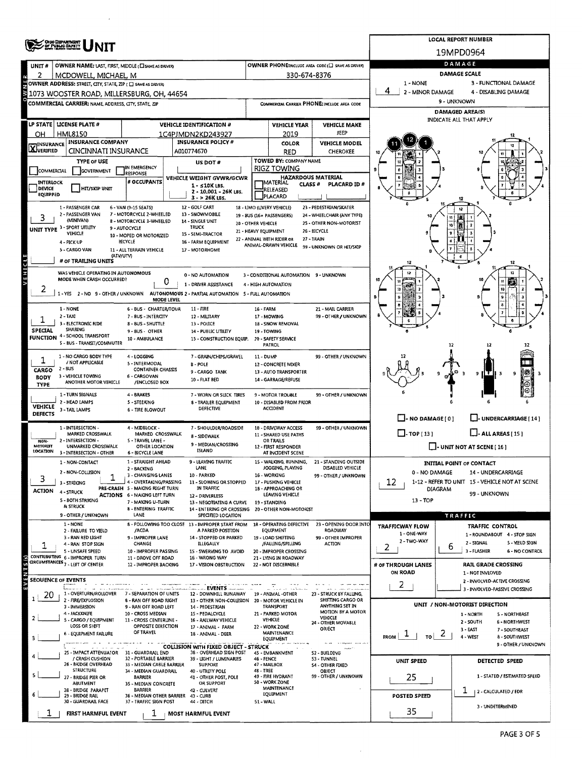# OHIO DEPARTMENT OF PUBLIC SAFETY — UNIT

**LOCAL REPORT NUMBER:** 19MPD0964

## UNIT

| Field | Value |
|---|---|
| UNIT # | 2 |
| OWNER NAME: LAST, FIRST, MIDDLE (☐ SAME AS DRIVER) | MCDOWELL, MICHAEL, M |
| OWNER PHONE: INCLUDE AREA CODE (☐ SAME AS DRIVER) | 330-674-8376 |
| OWNER ADDRESS: STREET, CITY, STATE, ZIP (☐ SAME AS DRIVER) | 1073 WOOSTER ROAD, MILLERSBURG, OH, 44654 |
| COMMERCIAL CARRIER: NAME, ADDRESS, CITY, STATE, ZIP | |
| COMMERCIAL CARRIER PHONE: INCLUDE AREA CODE | |

| LP STATE | LICENSE PLATE # | VEHICLE IDENTIFICATION # | VEHICLE YEAR | VEHICLE MAKE |
|---|---|---|---|---|
| OH | HML8150 | 1C4PJMDN2KD243927 | 2019 | JEEP |

| INSURANCE | INSURANCE COMPANY | INSURANCE POLICY # | COLOR | VEHICLE MODEL |
|---|---|---|---|---|
| ☒ VERIFIED | CINCINNATI INSURANCE | A010774670 | RED | CHEROKEE |

- **TYPE OF USE:** ☐ COMMERCIAL ☐ GOVERNMENT ☐ IN EMERGENCY RESPONSE
- ☐ INTERLOCK DEVICE EQUIPPED ☐ HIT/SKIP UNIT
- **# OCCUPANTS:**
- **US DOT #:**
- **VEHICLE WEIGHT GVWR/GCWR:** 1 - ≤10K LBS. 2 - 10,001 - 26K LBS. 3 - > 26K LBS.
- **TOWED BY: COMPANY NAME:** RIGZ TOWING
- **HAZARDOUS MATERIAL:** ☐ MATERIAL CLASS # ☐ RELEASED ☐ PLACARD — PLACARD ID #

**UNIT TYPE:** 3
1 - PASSENGER CAR, 2 - PASSENGER VAN (MINIVAN), 3 - SPORT UTILITY VEHICLE, 4 - PICK UP, 5 - CARGO VAN, 6 - VAN (9-15 SEATS), 7 - MOTORCYCLE 2-WHEELED, 8 - MOTORCYCLE 3-WHEELED, 9 - AUTOCYCLE, 10 - MOPED OR MOTORIZED BICYCLE, 11 - ALL TERRAIN VEHICLE (ATV/UTV), 12 - GOLF CART, 13 - SNOWMOBILE, 14 - SINGLE UNIT TRUCK, 15 - SEMI-TRACTOR, 16 - FARM EQUIPMENT, 17 - MOTORHOME, 18 - LIMO (LIVERY VEHICLE), 19 - BUS (16+ PASSENGERS), 20 - OTHER VEHICLE, 21 - HEAVY EQUIPMENT, 22 - ANIMAL WITH RIDER OR ANIMAL-DRAWN VEHICLE, 23 - PEDESTRIAN/SKATER, 24 - WHEELCHAIR (ANY TYPE), 25 - OTHER NON-MOTORIST, 26 - BICYCLE, 27 - TRAIN, 99 - UNKNOWN OR HIT/SKIP

**# OF TRAILING UNITS:**

**WAS VEHICLE OPERATING IN AUTONOMOUS MODE WHEN CRASH OCCURRED?** 2
1 - YES, 2 - NO, 9 - OTHER / UNKNOWN

**AUTONOMOUS MODE LEVEL:** 0
0 - NO AUTOMATION, 1 - DRIVER ASSISTANCE, 2 - PARTIAL AUTOMATION, 3 - CONDITIONAL AUTOMATION, 4 - HIGH AUTOMATION, 5 - FULL AUTOMATION, 9 - UNKNOWN

**SPECIAL FUNCTION:** 1
1 - NONE, 2 - TAXI, 3 - ELECTRONIC RIDE SHARING, 4 - SCHOOL TRANSPORT, 5 - BUS - TRANSIT/COMMUTER, 6 - BUS - CHARTER/TOUR, 7 - BUS - INTERCITY, 8 - BUS - SHUTTLE, 9 - BUS - OTHER, 10 - AMBULANCE, 11 - FIRE, 12 - MILITARY, 13 - POLICE, 14 - PUBLIC UTILITY, 15 - CONSTRUCTION EQUIP., 16 - FARM, 17 - MOWING, 18 - SNOW REMOVAL, 19 - TOWING, 20 - SAFETY SERVICE PATROL, 21 - MAIL CARRIER, 99 - OTHER / UNKNOWN

**CARGO BODY TYPE:** 1
1 - NO CARGO BODY TYPE / NOT APPLICABLE, 2 - BUS, 3 - VEHICLE TOWING ANOTHER MOTOR VEHICLE, 4 - LOGGING, 5 - INTERMODAL CONTAINER CHASSIS, 6 - CARGOVAN /ENCLOSED BOX, 7 - GRAIN/CHIPS/GRAVEL, 8 - POLE, 9 - CARGO TANK, 10 - FLAT BED, 11 - DUMP, 12 - CONCRETE MIXER, 13 - AUTO TRANSPORTER, 14 - GARBAGE/REFUSE, 99 - OTHER / UNKNOWN

**VEHICLE DEFECTS:**
1 - TURN SIGNALS, 2 - HEAD LAMPS, 3 - TAIL LAMPS, 4 - BRAKES, 5 - STEERING, 6 - TIRE BLOWOUT, 7 - WORN OR SLICK TIRES, 8 - TRAILER EQUIPMENT DEFECTIVE, 9 - MOTOR TROUBLE, 10 - DISABLED FROM PRIOR ACCIDENT, 99 - OTHER / UNKNOWN

**NON-MOTORIST LOCATION:**
1 - INTERSECTION - MARKED CROSSWALK, 2 - INTERSECTION - UNMARKED CROSSWALK, 3 - INTERSECTION - OTHER, 4 - MIDBLOCK - MARKED CROSSWALK, 5 - TRAVEL LANE - OTHER LOCATION, 6 - BICYCLE LANE, 7 - SHOULDER/ROADSIDE, 8 - SIDEWALK, 9 - MEDIAN/CROSSING ISLAND, 10 - DRIVEWAY ACCESS, 11 - SHARED USE PATHS OR TRAILS, 12 - FIRST RESPONDER AT INCIDENT SCENE, 99 - OTHER / UNKNOWN

**ACTION:** 3
1 - NON-CONTACT, 2 - NON-COLLISION, 3 - STRIKING, 4 - STRUCK, 5 - BOTH STRIKING & STRUCK, 9 - OTHER / UNKNOWN

**PRE-CRASH ACTIONS:** 1
1 - STRAIGHT AHEAD, 2 - BACKING, 3 - CHANGING LANES, 4 - OVERTAKING/PASSING, 5 - MAKING RIGHT TURN, 6 - MAKING LEFT TURN, 7 - MAKING U-TURN, 8 - ENTERING TRAFFIC LANE, 9 - LEAVING TRAFFIC LANE, 10 - PARKED, 11 - SLOWING OR STOPPED IN TRAFFIC, 12 - DRIVERLESS, 13 - NEGOTIATING A CURVE, 14 - ENTERING OR CROSSING SPECIFIED LOCATION, 15 - WALKING, RUNNING, JOGGING, PLAYING, 16 - WORKING, 17 - PUSHING VEHICLE, 18 - APPROACHING OR LEAVING VEHICLE, 19 - STANDING, 20 - OTHER NON-MOTORIST, 21 - STANDING OUTSIDE DISABLED VEHICLE, 99 - OTHER / UNKNOWN

**CONTRIBUTING CIRCUMSTANCES:** 1
1 - NONE, 2 - FAILURE TO YIELD, 3 - RAN RED LIGHT, 4 - RAN STOP SIGN, 5 - UNSAFE SPEED, 6 - IMPROPER TURN, 7 - LEFT OF CENTER, 8 - FOLLOWING TOO CLOSE /ACDA, 9 - IMPROPER LANE CHANGE, 10 - IMPROPER PASSING, 11 - DROVE OFF ROAD, 12 - IMPROPER BACKING, 13 - IMPROPER START FROM A PARKED POSITION, 14 - STOPPED OR PARKED ILLEGALLY, 15 - SWERVING TO AVOID, 16 - WRONG WAY, 17 - VISION OBSTRUCTION, 18 - OPERATING DEFECTIVE EQUIPMENT, 19 - LOAD SHIFTING /FALLING/SPILLING, 20 - IMPROPER CROSSING, 21 - LYING IN ROADWAY, 22 - NOT DISCERNIBLE, 23 - OPENING DOOR INTO ROADWAY, 99 - OTHER IMPROPER ACTION

## SEQUENCE OF EVENTS

| # | Event |
|---|---|
| 1 | 20 |
| 2 | |
| 3 | |
| 4 | |
| 5 | |
| 6 | |

**EVENTS:** 1 - OVERTURN/ROLLOVER, 2 - FIRE/EXPLOSION, 3 - IMMERSION, 4 - JACKKNIFE, 5 - CARGO / EQUIPMENT LOSS OR SHIFT, 6 - EQUIPMENT FAILURE, 7 - SEPARATION OF UNITS, 8 - RAN OFF ROAD RIGHT, 9 - RAN OFF ROAD LEFT, 10 - CROSS MEDIAN, 11 - CROSS CENTERLINE - OPPOSITE DIRECTION OF TRAVEL, 12 - DOWNHILL RUNAWAY, 13 - OTHER NON-COLLISION, 14 - PEDESTRIAN, 15 - PEDALCYCLE, 16 - RAILWAY VEHICLE, 17 - ANIMAL - FARM, 18 - ANIMAL - DEER, 19 - ANIMAL - OTHER, 20 - MOTOR VEHICLE IN TRANSPORT, 21 - PARKED MOTOR VEHICLE, 22 - WORK ZONE MAINTENANCE EQUIPMENT, 23 - STRUCK BY FALLING, SHIFTING CARGO OR ANYTHING SET IN MOTION BY A MOTOR VEHICLE, 24 - OTHER MOVABLE OBJECT

**COLLISION WITH FIXED OBJECT - STRUCK:** 25 - IMPACT ATTENUATOR / CRASH CUSHION, 26 - BRIDGE OVERHEAD STRUCTURE, 27 - BRIDGE PIER OR ABUTMENT, 28 - BRIDGE PARAPET, 29 - BRIDGE RAIL, 30 - GUARDRAIL FACE, 31 - GUARDRAIL END, 32 - PORTABLE BARRIER, 33 - MEDIAN CABLE BARRIER, 34 - MEDIAN GUARDRAIL BARRIER, 35 - MEDIAN CONCRETE BARRIER, 36 - MEDIAN OTHER BARRIER, 37 - TRAFFIC SIGN POST, 38 - OVERHEAD SIGN POST, 39 - LIGHT / LUMINARIES SUPPORT, 40 - UTILITY POLE, 41 - OTHER POST, POLE OR SUPPORT, 42 - CULVERT, 43 - CURB, 44 - DITCH, 45 - EMBANKMENT, 46 - FENCE, 47 - MAILBOX, 48 - TREE, 49 - FIRE HYDRANT, 50 - WORK ZONE MAINTENANCE EQUIPMENT, 51 - WALL, 52 - BUILDING, 53 - TUNNEL, 54 - OTHER FIXED OBJECT, 99 - OTHER / UNKNOWN

**FIRST HARMFUL EVENT:** 1 **MOST HARMFUL EVENT:** 1

## DAMAGE

**DAMAGE SCALE:** 4
1 - NONE, 2 - MINOR DAMAGE, 3 - FUNCTIONAL DAMAGE, 4 - DISABLING DAMAGE, 9 - UNKNOWN

**DAMAGED AREA(S)** — INDICATE ALL THAT APPLY: 11, 12, 1

☐ NO DAMAGE [0] ☐ UNDERCARRIAGE [14] ☐ TOP [13] ☐ ALL AREAS [15] ☐ UNIT NOT AT SCENE [16]

**INITIAL POINT OF CONTACT:** 12
0 - NO DAMAGE, 14 - UNDERCARRIAGE, 1-12 - REFER TO UNIT DIAGRAM, 15 - VEHICLE NOT AT SCENE, 13 - TOP, 99 - UNKNOWN

## TRAFFIC

**TRAFFICWAY FLOW:** 2 (1 - ONE-WAY, 2 - TWO-WAY)

**TRAFFIC CONTROL:** 6
1 - ROUNDABOUT, 2 - SIGNAL, 3 - FLASHER, 4 - STOP SIGN, 5 - YIELD SIGN, 6 - NO CONTROL

**# OF THROUGH LANES ON ROAD:** 2

**RAIL GRADE CROSSING:** 1 - NOT INVLOVED, 2 - INVOLVED-ACTIVE CROSSING, 3 - INVOLVED-PASSIVE CROSSING

**UNIT / NON-MOTORIST DIRECTION:** FROM 1 TO 2
1 - NORTH, 2 - SOUTH, 3 - EAST, 4 - WEST, 5 - NORTHEAST, 6 - NORTHWEST, 7 - SOUTHEAST, 8 - SOUTHWEST, 9 - OTHER / UNKNOWN

| UNIT SPEED | DETECTED SPEED |
|---|---|
| 25 | 1 |
| **POSTED SPEED** | 1 - STATED / ESTIMATED SPEED, 2 - CALCULATED / EDR, 3 - UNDETERMINED |
| 35 | |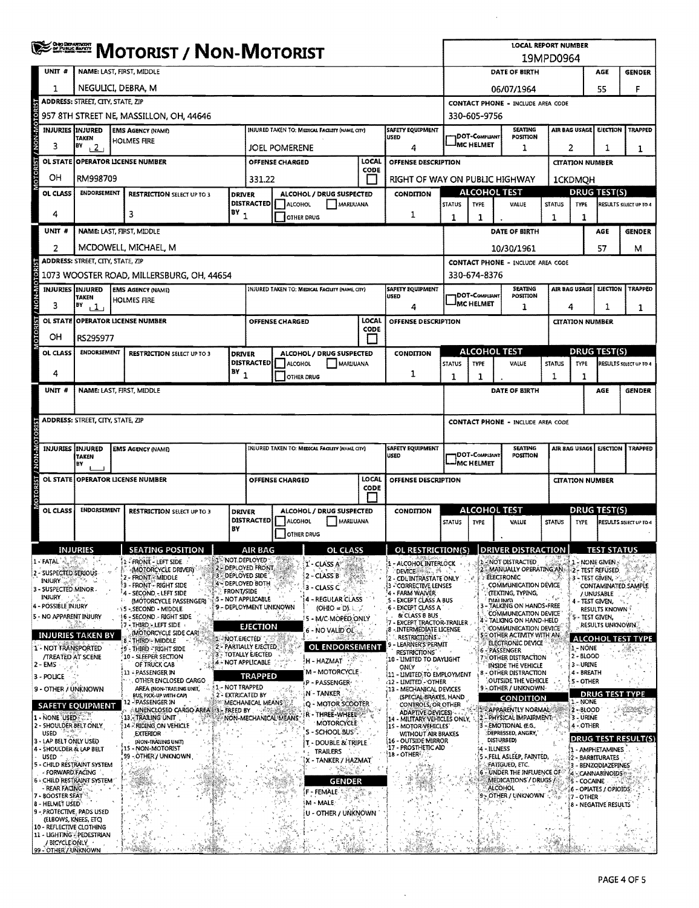# MOTORIST / NON-MOTORIST

**LOCAL REPORT NUMBER:** 19MPD0964

## Unit 1

| UNIT # | NAME: LAST, FIRST, MIDDLE | DATE OF BIRTH | AGE | GENDER |
|---|---|---|---|---|
| 1 | NEGULICI, DEBRA, M | 06/07/1964 | 55 | F |

| ADDRESS: STREET, CITY, STATE, ZIP | CONTACT PHONE - INCLUDE AREA CODE |
|---|---|
| 957 8TH STREET NE, MASSILLON, OH, 44646 | 330-605-9756 |

| INJURIES | INJURED TAKEN BY | EMS AGENCY (NAME) | INJURED TAKEN TO: MEDICAL FACILITY (NAME, CITY) | SAFETY EQUIPMENT USED | DOT-COMPLIANT MC HELMET | SEATING POSITION | AIR BAG USAGE | EJECTION | TRAPPED |
|---|---|---|---|---|---|---|---|---|---|
| 3 | 2 | HOLMES FIRE | JOEL POMERENE | 4 | | 1 | 2 | 1 | 1 |

| OL STATE | OPERATOR LICENSE NUMBER | OFFENSE CHARGED | LOCAL CODE | OFFENSE DESCRIPTION | CITATION NUMBER |
|---|---|---|---|---|---|
| OH | RM998709 | 331.22 | | RIGHT OF WAY ON PUBLIC HIGHWAY | 1CKDMQH |

| OL CLASS | ENDORSEMENT | RESTRICTION SELECT UP TO 3 | DRIVER DISTRACTED BY | ALCOHOL / DRUG SUSPECTED | CONDITION | ALCOHOL TEST STATUS | ALCOHOL TEST TYPE | ALCOHOL TEST VALUE | DRUG TEST STATUS | DRUG TEST TYPE | RESULTS SELECT UP TO 4 |
|---|---|---|---|---|---|---|---|---|---|---|---|
| 4 | | 3 | 1 | | 1 | 1 | 1 | . | 1 | 1 | |

## Unit 2

| UNIT # | NAME: LAST, FIRST, MIDDLE | DATE OF BIRTH | AGE | GENDER |
|---|---|---|---|---|
| 2 | MCDOWELL, MICHAEL, M | 10/30/1961 | 57 | M |

| ADDRESS: STREET, CITY, STATE, ZIP | CONTACT PHONE - INCLUDE AREA CODE |
|---|---|
| 1073 WOOSTER ROAD, MILLERSBURG, OH, 44654 | 330-674-8376 |

| INJURIES | INJURED TAKEN BY | EMS AGENCY (NAME) | INJURED TAKEN TO: MEDICAL FACILITY (NAME, CITY) | SAFETY EQUIPMENT USED | DOT-COMPLIANT MC HELMET | SEATING POSITION | AIR BAG USAGE | EJECTION | TRAPPED |
|---|---|---|---|---|---|---|---|---|---|
| 3 | 1 | HOLMES FIRE | | 4 | | 1 | 4 | 1 | 1 |

| OL STATE | OPERATOR LICENSE NUMBER | OFFENSE CHARGED | LOCAL CODE | OFFENSE DESCRIPTION | CITATION NUMBER |
|---|---|---|---|---|---|
| OH | RS295977 | | | | |

| OL CLASS | ENDORSEMENT | RESTRICTION SELECT UP TO 3 | DRIVER DISTRACTED BY | ALCOHOL / DRUG SUSPECTED | CONDITION | ALCOHOL TEST STATUS | ALCOHOL TEST TYPE | ALCOHOL TEST VALUE | DRUG TEST STATUS | DRUG TEST TYPE | RESULTS SELECT UP TO 4 |
|---|---|---|---|---|---|---|---|---|---|---|---|
| 4 | | | 1 | | 1 | 1 | 1 | . | 1 | 1 | |

## Unit (blank)

| UNIT # | NAME: LAST, FIRST, MIDDLE | DATE OF BIRTH | AGE | GENDER |
|---|---|---|---|---|
| | | | | |

## Codes

**INJURIES**
1 - FATAL
2 - SUSPECTED SERIOUS INJURY
3 - SUSPECTED MINOR INJURY
4 - POSSIBLE INJURY
5 - NO APPARENT INJURY

**INJURIES TAKEN BY**
1 - NOT TRANSPORTED /TREATED AT SCENE
2 - EMS
3 - POLICE
9 - OTHER / UNKNOWN

**SAFETY EQUIPMENT**
1 - NONE USED
2 - SHOULDER BELT ONLY USED
3 - LAP BELT ONLY USED
4 - SHOULDER & LAP BELT USED
5 - CHILD RESTRAINT SYSTEM - FORWARD FACING
6 - CHILD RESTRAINT SYSTEM - REAR FACING
7 - BOOSTER SEAT
8 - HELMET USED
9 - PROTECTIVE PADS USED (ELBOWS, KNEES, ETC)
10 - REFLECTIVE CLOTHING
11 - LIGHTING - PEDESTRIAN / BICYCLE ONLY
99 - OTHER / UNKNOWN

**SEATING POSITION**
1 - FRONT - LEFT SIDE (MOTORCYCLE DRIVER)
2 - FRONT - MIDDLE
3 - FRONT - RIGHT SIDE
4 - SECOND - LEFT SIDE (MOTORCYCLE PASSENGER)
5 - SECOND - MIDDLE
6 - SECOND - RIGHT SIDE
7 - THIRD - LEFT SIDE (MOTORCYCLE SIDE CAR)
8 - THIRD - MIDDLE
9 - THIRD - RIGHT SIDE
10 - SLEEPER SECTION OF TRUCK CAB
11 - PASSENGER IN OTHER ENCLOSED CARGO AREA (NON-TRAILING UNIT, BUS, PICK-UP WITH CAP)
12 - PASSENGER IN UNENCLOSED CARGO AREA
13 - TRAILING UNIT
14 - RIDING ON VEHICLE EXTERIOR (NON-TRAILING UNIT)
15 - NON-MOTORIST
99 - OTHER / UNKNOWN

**AIR BAG**
1 - NOT DEPLOYED
2 - DEPLOYED FRONT
3 - DEPLOYED SIDE
4 - DEPLOYED BOTH FRONT/SIDE
5 - NOT APPLICABLE
9 - DEPLOYMENT UNKNOWN

**EJECTION**
1 - NOT EJECTED
2 - PARTIALLY EJECTED
3 - TOTALLY EJECTED
4 - NOT APPLICABLE

**TRAPPED**
1 - NOT TRAPPED
2 - EXTRICATED BY MECHANICAL MEANS
3 - FREED BY NON-MECHANICAL MEANS

**OL CLASS**
1 - CLASS A
2 - CLASS B
3 - CLASS C
4 - REGULAR CLASS (OHIO = D)
5 - M/C MOPED ONLY
6 - NO VALID OL

**OL ENDORSEMENT**
H - HAZMAT
M - MOTORCYCLE
P - PASSENGER
N - TANKER
Q - MOTOR SCOOTER
R - THREE-WHEEL MOTORCYCLE
S - SCHOOL BUS
T - DOUBLE & TRIPLE TRAILERS
X - TANKER / HAZMAT

**GENDER**
F - FEMALE
M - MALE
U - OTHER / UNKNOWN

**OL RESTRICTION(S)**
1 - ALCOHOL INTERLOCK DEVICE
2 - CDL INTRASTATE ONLY
3 - CORRECTIVE LENSES
4 - FARM WAIVER
5 - EXCEPT CLASS A BUS
6 - EXCEPT CLASS A & CLASS B BUS
7 - EXCEPT TRACTOR-TRAILER
8 - INTERMEDIATE LICENSE RESTRICTIONS
9 - LEARNER'S PERMIT RESTRICTIONS
10 - LIMITED TO DAYLIGHT ONLY
11 - LIMITED TO EMPLOYMENT
12 - LIMITED - OTHER
13 - MECHANICAL DEVICES (SPECIAL BRAKES, HAND CONTROLS, OR OTHER ADAPTIVE DEVICES)
14 - MILITARY VEHICLES ONLY
15 - MOTOR VEHICLES WITHOUT AIR BRAKES
16 - OUTSIDE MIRROR
17 - PROSTHETIC AID
18 - OTHER

**DRIVER DISTRACTION**
1 - NOT DISTRACTED
2 - MANUALLY OPERATING AN ELECTRONIC COMMUNICATION DEVICE (TEXTING, TYPING, DIALING)
3 - TALKING ON HANDS-FREE COMMUNICATION DEVICE
4 - TALKING ON HAND-HELD COMMUNICATION DEVICE
5 - OTHER ACTIVITY WITH AN ELECTRONIC DEVICE
6 - PASSENGER
7 - OTHER DISTRACTION INSIDE THE VEHICLE
8 - OTHER DISTRACTION OUTSIDE THE VEHICLE
9 - OTHER / UNKNOWN

**CONDITION**
1 - APPARENTLY NORMAL
2 - PHYSICAL IMPAIRMENT
3 - EMOTIONAL (E.G., DEPRESSED, ANGRY, DISTURBED)
4 - ILLNESS
5 - FELL ASLEEP, FAINTED, FATIGUED, ETC.
6 - UNDER THE INFLUENCE OF MEDICATIONS / DRUGS / ALCOHOL
9 - OTHER / UNKNOWN

**TEST STATUS**
1 - NONE GIVEN
2 - TEST REFUSED
3 - TEST GIVEN, CONTAMINATED SAMPLE / UNUSABLE
4 - TEST GIVEN, RESULTS KNOWN
5 - TEST GIVEN, RESULTS UNKNOWN

**ALCOHOL TEST TYPE**
1 - NONE
2 - BLOOD
3 - URINE
4 - BREATH
5 - OTHER

**DRUG TEST TYPE**
1 - NONE
2 - BLOOD
3 - URINE
4 - OTHER

**DRUG TEST RESULT(S)**
1 - AMPHETAMINES
2 - BARBITURATES
3 - BENZODIAZEPINES
4 - CANNABINOIDS
5 - COCAINE
6 - OPIATES / OPIOIDS
7 - OTHER
8 - NEGATIVE RESULTS